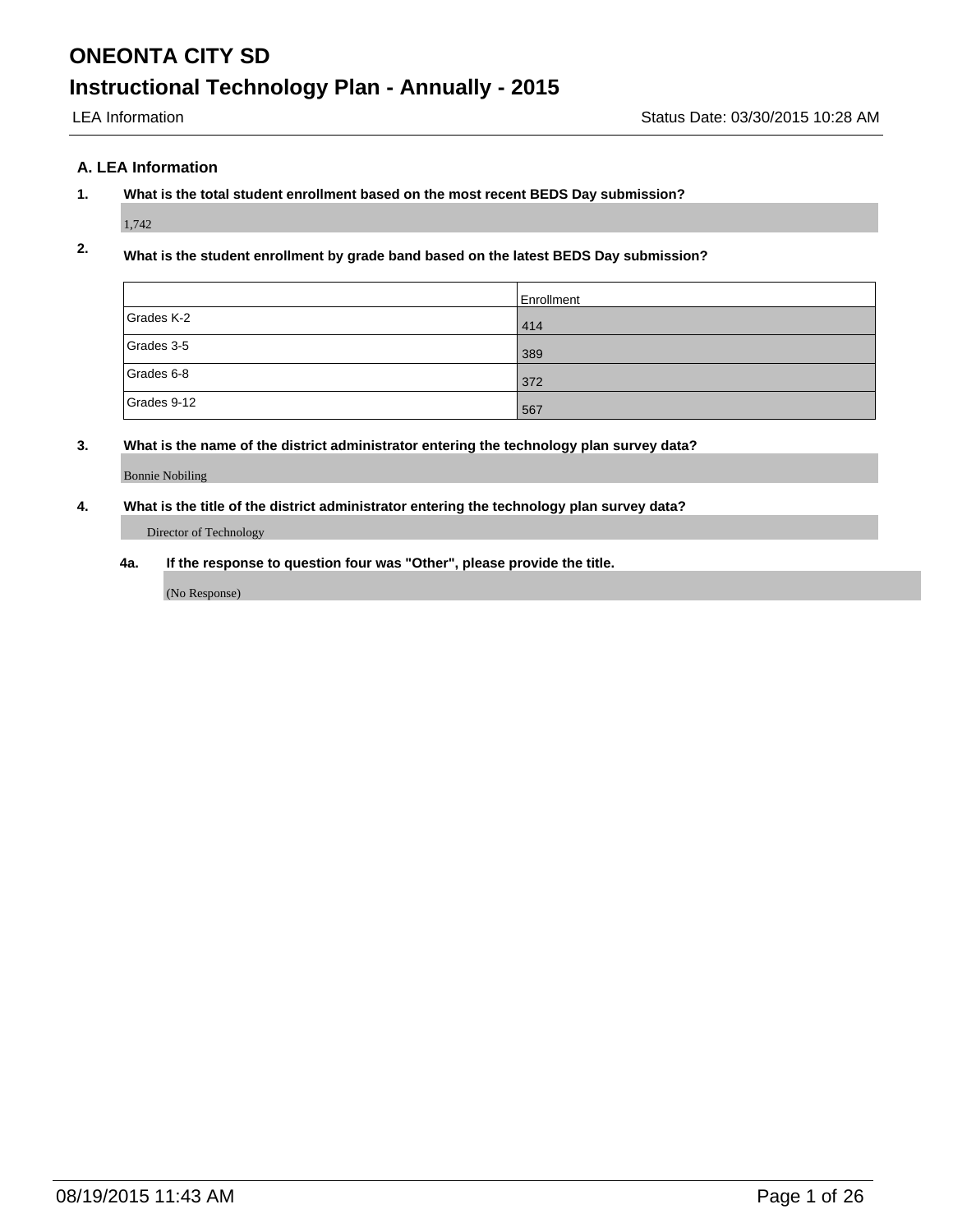# ONEONTA CITY SD

## Instructional Technology Plan - Annually - 2015

LEA Information Status Date: 03/30/2015 10:28 AM

### A. LEA Information

**1. What is the total student enrollment based on the most recent BEDS Day submission?**

1,742

**2. What is the student enrollment by grade band based on the latest BEDS Day submission?**

| | Enrollment |
|---|---|
| Grades K-2 | 414 |
| Grades 3-5 | 389 |
| Grades 6-8 | 372 |
| Grades 9-12 | 567 |

**3. What is the name of the district administrator entering the technology plan survey data?**

Bonnie Nobiling

**4. What is the title of the district administrator entering the technology plan survey data?**

Director of Technology

**4a. If the response to question four was "Other", please provide the title.**

(No Response)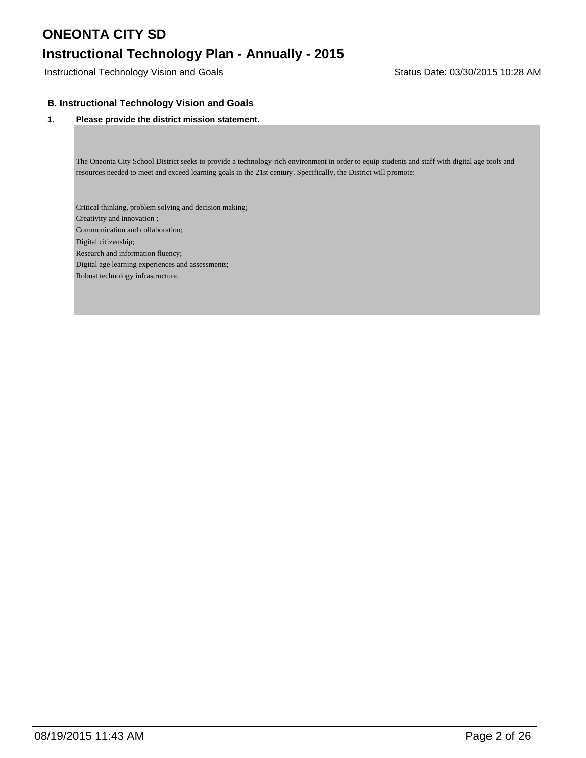## B. Instructional Technology Vision and Goals

**1. Please provide the district mission statement.**

The Oneonta City School District seeks to provide a technology-rich environment in order to equip students and staff with digital age tools and resources needed to meet and exceed learning goals in the 21st century. Specifically, the District will promote:

Critical thinking, problem solving and decision making;
Creativity and innovation ;
Communication and collaboration;
Digital citizenship;
Research and information fluency;
Digital age learning experiences and assessments;
Robust technology infrastructure.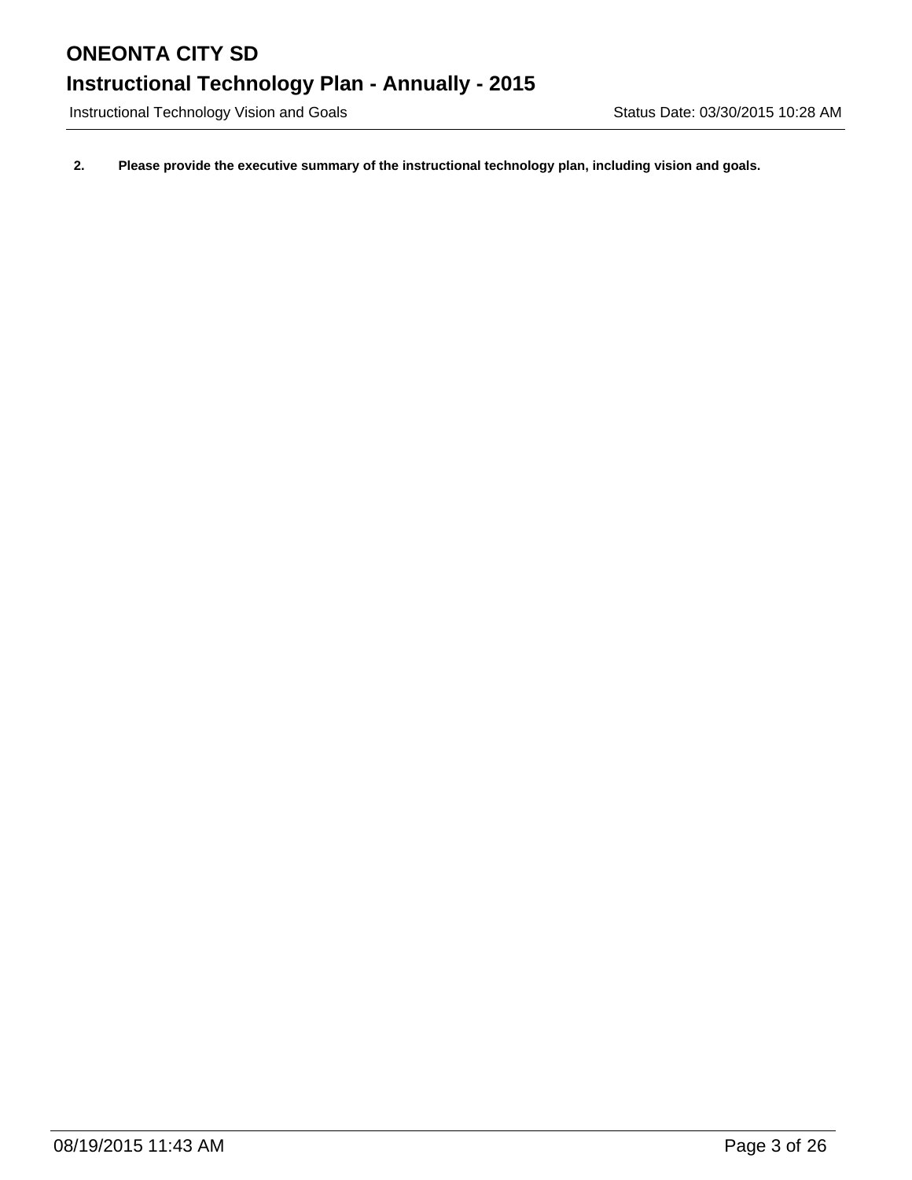**2. Please provide the executive summary of the instructional technology plan, including vision and goals.**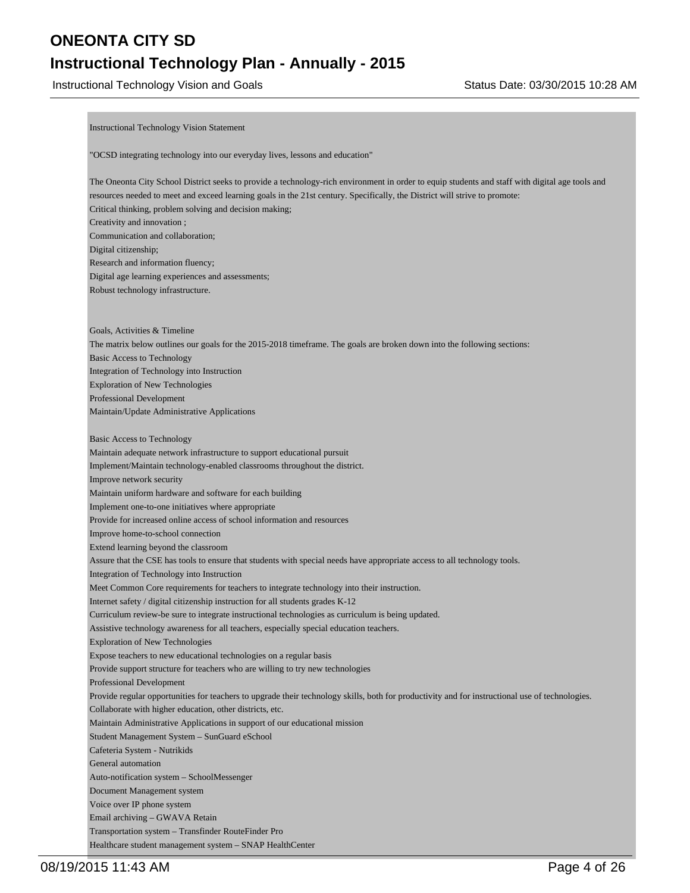## Instructional Technology Vision and Goals

Status Date: 03/30/2015 10:28 AM

Instructional Technology Vision Statement

"OCSD integrating technology into our everyday lives, lessons and education"

The Oneonta City School District seeks to provide a technology-rich environment in order to equip students and staff with digital age tools and resources needed to meet and exceed learning goals in the 21st century. Specifically, the District will strive to promote:

Critical thinking, problem solving and decision making;
Creativity and innovation ;
Communication and collaboration;
Digital citizenship;
Research and information fluency;
Digital age learning experiences and assessments;
Robust technology infrastructure.

Goals, Activities & Timeline

The matrix below outlines our goals for the 2015-2018 timeframe. The goals are broken down into the following sections:

Basic Access to Technology
Integration of Technology into Instruction
Exploration of New Technologies
Professional Development
Maintain/Update Administrative Applications

Basic Access to Technology
Maintain adequate network infrastructure to support educational pursuit
Implement/Maintain technology-enabled classrooms throughout the district.
Improve network security
Maintain uniform hardware and software for each building
Implement one-to-one initiatives where appropriate
Provide for increased online access of school information and resources
Improve home-to-school connection
Extend learning beyond the classroom
Assure that the CSE has tools to ensure that students with special needs have appropriate access to all technology tools.
Integration of Technology into Instruction
Meet Common Core requirements for teachers to integrate technology into their instruction.
Internet safety / digital citizenship instruction for all students grades K-12
Curriculum review-be sure to integrate instructional technologies as curriculum is being updated.
Assistive technology awareness for all teachers, especially special education teachers.
Exploration of New Technologies
Expose teachers to new educational technologies on a regular basis
Provide support structure for teachers who are willing to try new technologies
Professional Development
Provide regular opportunities for teachers to upgrade their technology skills, both for productivity and for instructional use of technologies.
Collaborate with higher education, other districts, etc.
Maintain Administrative Applications in support of our educational mission
Student Management System – SunGuard eSchool
Cafeteria System - Nutrikids
General automation
Auto-notification system – SchoolMessenger
Document Management system
Voice over IP phone system
Email archiving – GWAVA Retain
Transportation system – Transfinder RouteFinder Pro
Healthcare student management system – SNAP HealthCenter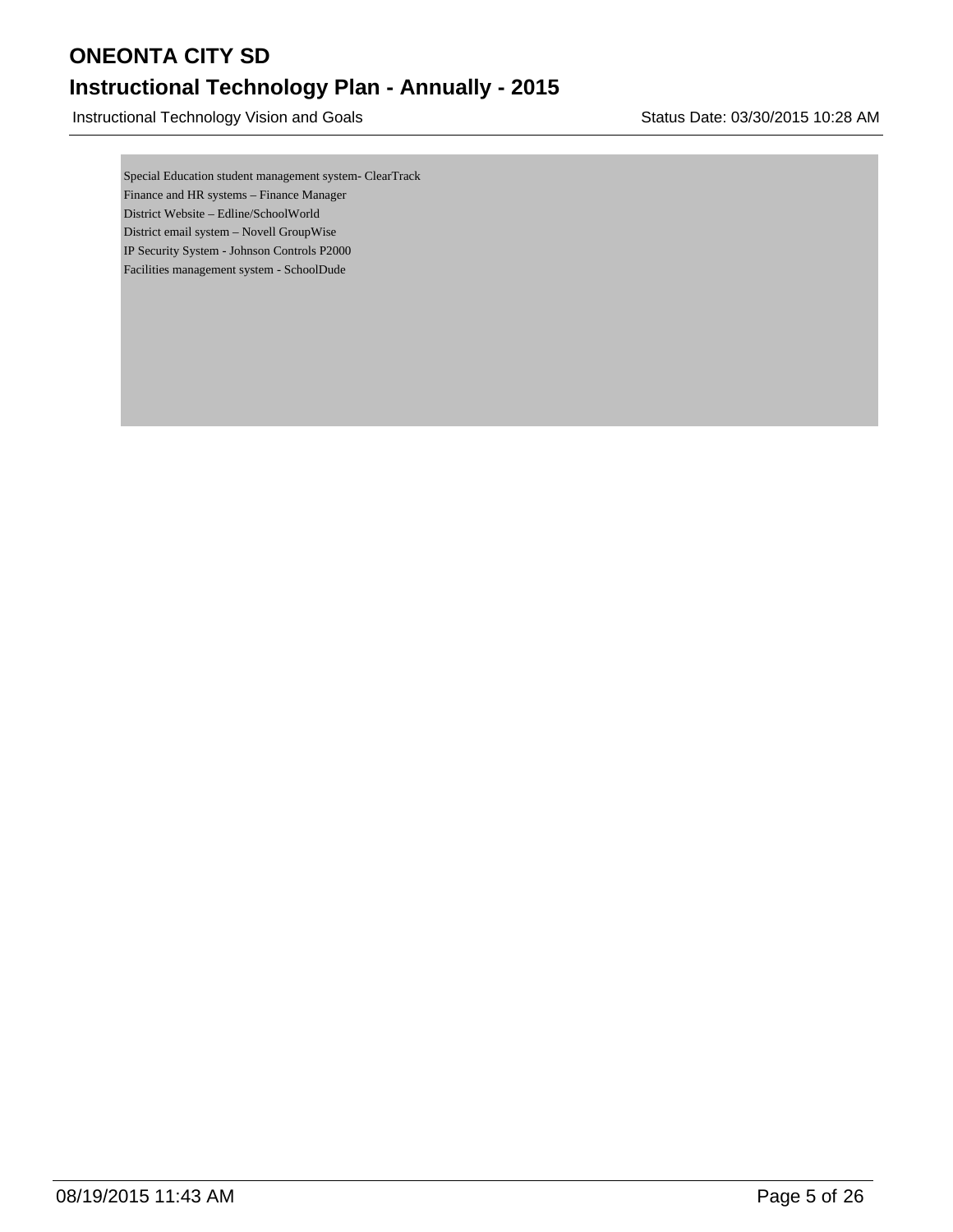Special Education student management system- ClearTrack
Finance and HR systems – Finance Manager
District Website – Edline/SchoolWorld
District email system – Novell GroupWise
IP Security System - Johnson Controls P2000
Facilities management system - SchoolDude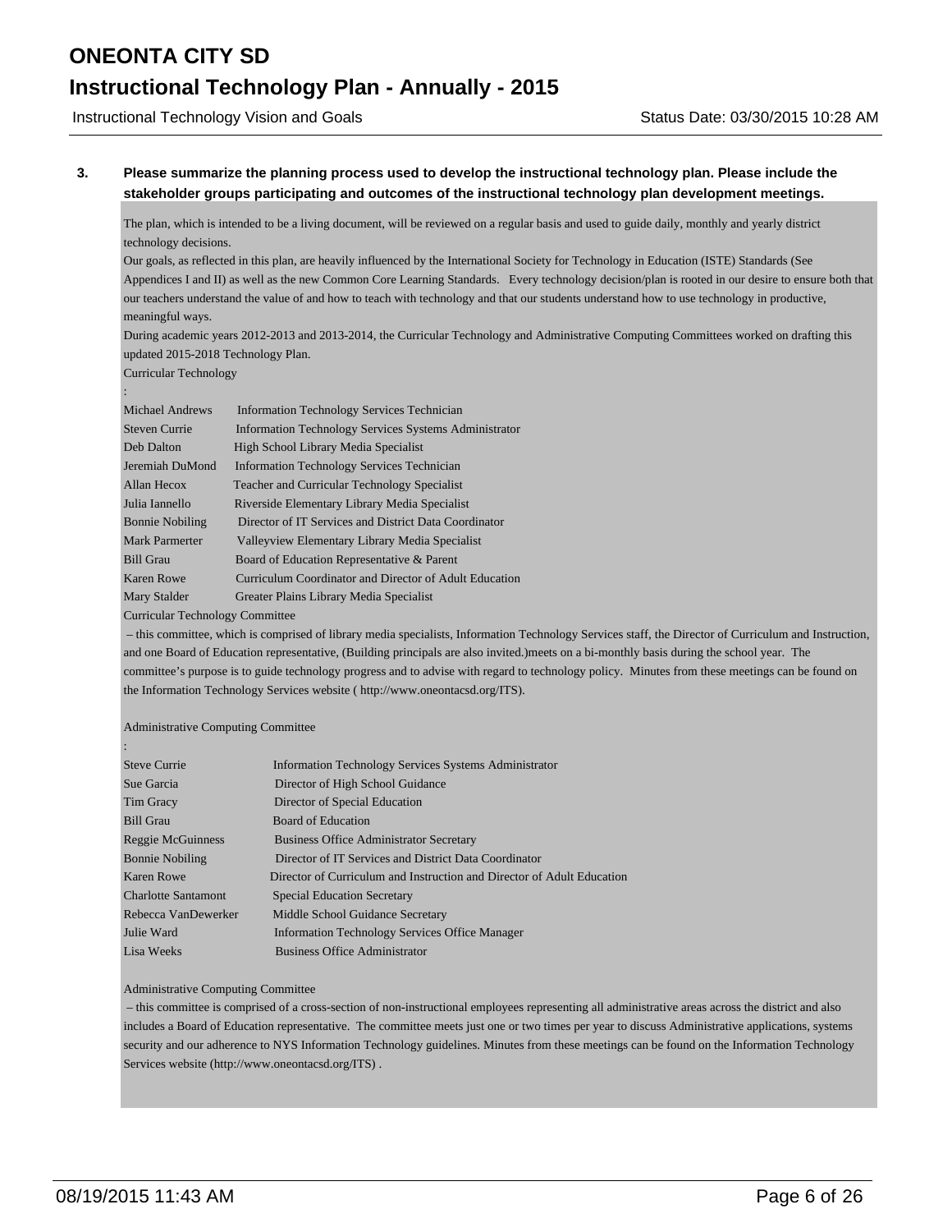**3. Please summarize the planning process used to develop the instructional technology plan. Please include the stakeholder groups participating and outcomes of the instructional technology plan development meetings.**

The plan, which is intended to be a living document, will be reviewed on a regular basis and used to guide daily, monthly and yearly district technology decisions.

Our goals, as reflected in this plan, are heavily influenced by the International Society for Technology in Education (ISTE) Standards (See Appendices I and II) as well as the new Common Core Learning Standards. Every technology decision/plan is rooted in our desire to ensure both that our teachers understand the value of and how to teach with technology and that our students understand how to use technology in productive, meaningful ways.

During academic years 2012-2013 and 2013-2014, the Curricular Technology and Administrative Computing Committees worked on drafting this updated 2015-2018 Technology Plan.

Curricular Technology

:

| | |
|---|---|
| Michael Andrews | Information Technology Services Technician |
| Steven Currie | Information Technology Services Systems Administrator |
| Deb Dalton | High School Library Media Specialist |
| Jeremiah DuMond | Information Technology Services Technician |
| Allan Hecox | Teacher and Curricular Technology Specialist |
| Julia Iannello | Riverside Elementary Library Media Specialist |
| Bonnie Nobiling | Director of IT Services and District Data Coordinator |
| Mark Parmerter | Valleyview Elementary Library Media Specialist |
| Bill Grau | Board of Education Representative & Parent |
| Karen Rowe | Curriculum Coordinator and Director of Adult Education |
| Mary Stalder | Greater Plains Library Media Specialist |

Curricular Technology Committee

– this committee, which is comprised of library media specialists, Information Technology Services staff, the Director of Curriculum and Instruction, and one Board of Education representative, (Building principals are also invited.)meets on a bi-monthly basis during the school year. The committee's purpose is to guide technology progress and to advise with regard to technology policy. Minutes from these meetings can be found on the Information Technology Services website ( http://www.oneontacsd.org/ITS).

Administrative Computing Committee

:

| | |
|---|---|
| Steve Currie | Information Technology Services Systems Administrator |
| Sue Garcia | Director of High School Guidance |
| Tim Gracy | Director of Special Education |
| Bill Grau | Board of Education |
| Reggie McGuinness | Business Office Administrator Secretary |
| Bonnie Nobiling | Director of IT Services and District Data Coordinator |
| Karen Rowe | Director of Curriculum and Instruction and Director of Adult Education |
| Charlotte Santamont | Special Education Secretary |
| Rebecca VanDewerker | Middle School Guidance Secretary |
| Julie Ward | Information Technology Services Office Manager |
| Lisa Weeks | Business Office Administrator |

Administrative Computing Committee

– this committee is comprised of a cross-section of non-instructional employees representing all administrative areas across the district and also includes a Board of Education representative. The committee meets just one or two times per year to discuss Administrative applications, systems security and our adherence to NYS Information Technology guidelines. Minutes from these meetings can be found on the Information Technology Services website (http://www.oneontacsd.org/ITS) .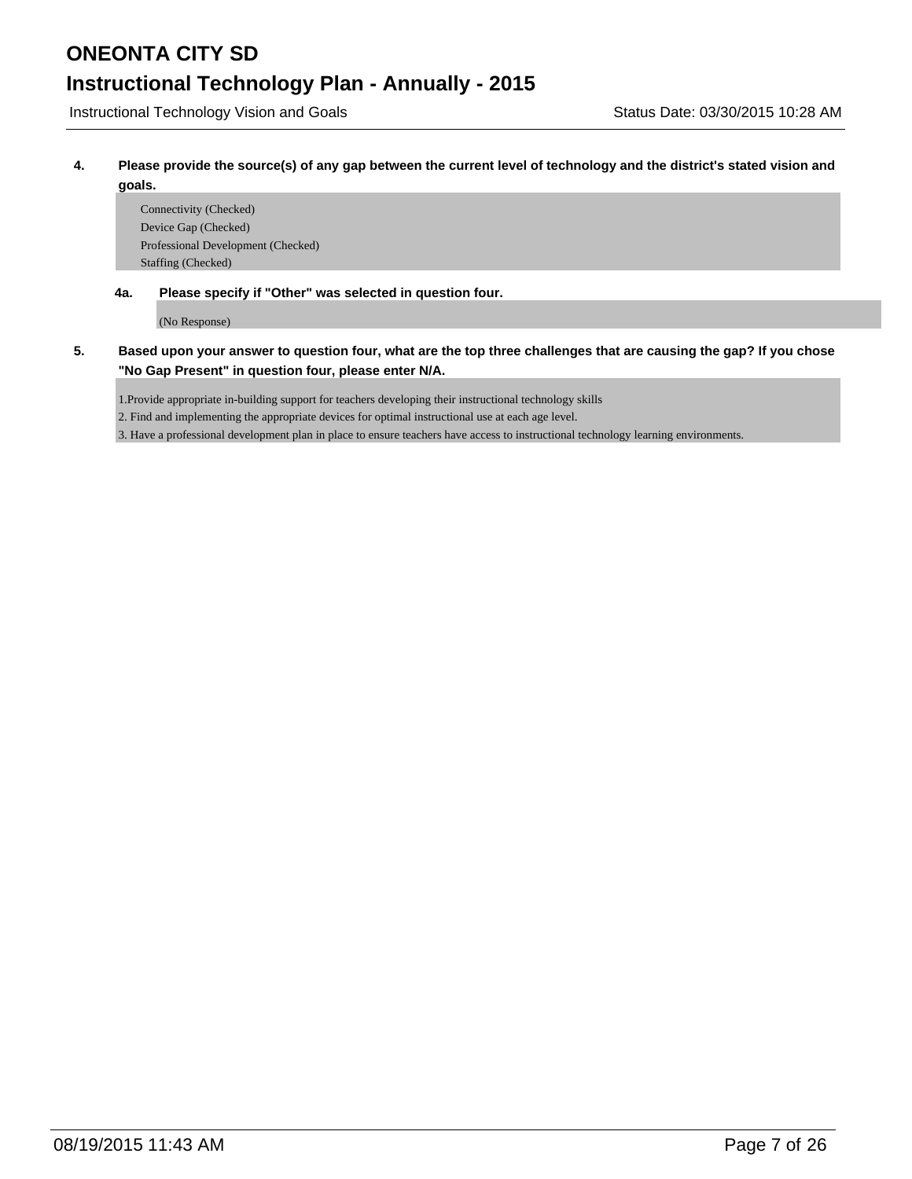**4. Please provide the source(s) of any gap between the current level of technology and the district's stated vision and goals.**

Connectivity (Checked)
Device Gap (Checked)
Professional Development (Checked)
Staffing (Checked)

**4a. Please specify if "Other" was selected in question four.**

(No Response)

**5. Based upon your answer to question four, what are the top three challenges that are causing the gap? If you chose "No Gap Present" in question four, please enter N/A.**

1.Provide appropriate in-building support for teachers developing their instructional technology skills
2. Find and implementing the appropriate devices for optimal instructional use at each age level.
3. Have a professional development plan in place to ensure teachers have access to instructional technology learning environments.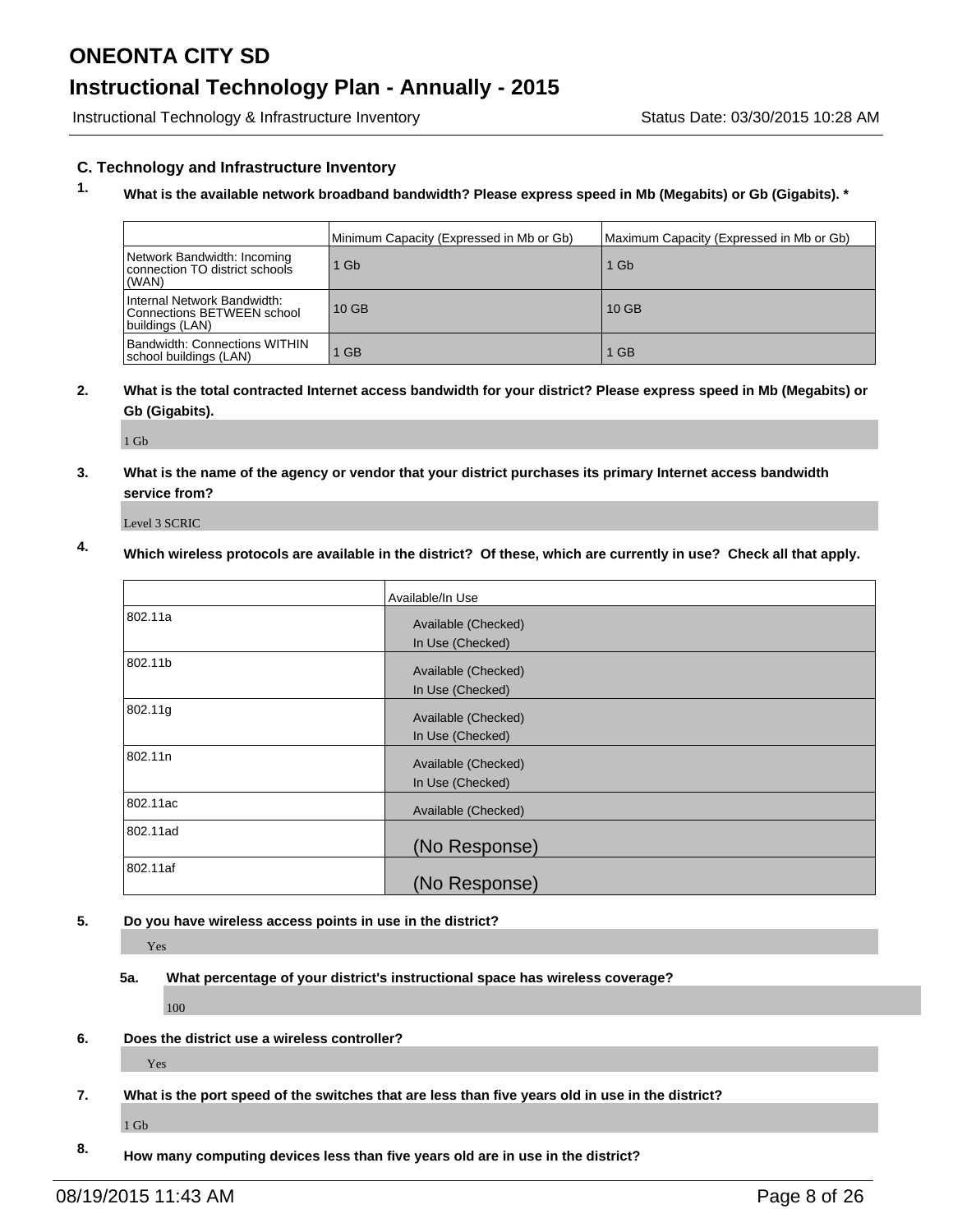## C. Technology and Infrastructure Inventory

**1. What is the available network broadband bandwidth? Please express speed in Mb (Megabits) or Gb (Gigabits). \***

| | Minimum Capacity (Expressed in Mb or Gb) | Maximum Capacity (Expressed in Mb or Gb) |
|---|---|---|
| Network Bandwidth: Incoming connection TO district schools (WAN) | 1 Gb | 1 Gb |
| Internal Network Bandwidth: Connections BETWEEN school buildings (LAN) | 10 GB | 10 GB |
| Bandwidth: Connections WITHIN school buildings (LAN) | 1 GB | 1 GB |

**2. What is the total contracted Internet access bandwidth for your district? Please express speed in Mb (Megabits) or Gb (Gigabits).**

1 Gb

**3. What is the name of the agency or vendor that your district purchases its primary Internet access bandwidth service from?**

Level 3 SCRIC

**4. Which wireless protocols are available in the district? Of these, which are currently in use? Check all that apply.**

| | Available/In Use |
|---|---|
| 802.11a | Available (Checked)<br>In Use (Checked) |
| 802.11b | Available (Checked)<br>In Use (Checked) |
| 802.11g | Available (Checked)<br>In Use (Checked) |
| 802.11n | Available (Checked)<br>In Use (Checked) |
| 802.11ac | Available (Checked) |
| 802.11ad | (No Response) |
| 802.11af | (No Response) |

**5. Do you have wireless access points in use in the district?**

Yes

**5a. What percentage of your district's instructional space has wireless coverage?**

100

**6. Does the district use a wireless controller?**

Yes

**7. What is the port speed of the switches that are less than five years old in use in the district?**

1 Gb

**8. How many computing devices less than five years old are in use in the district?**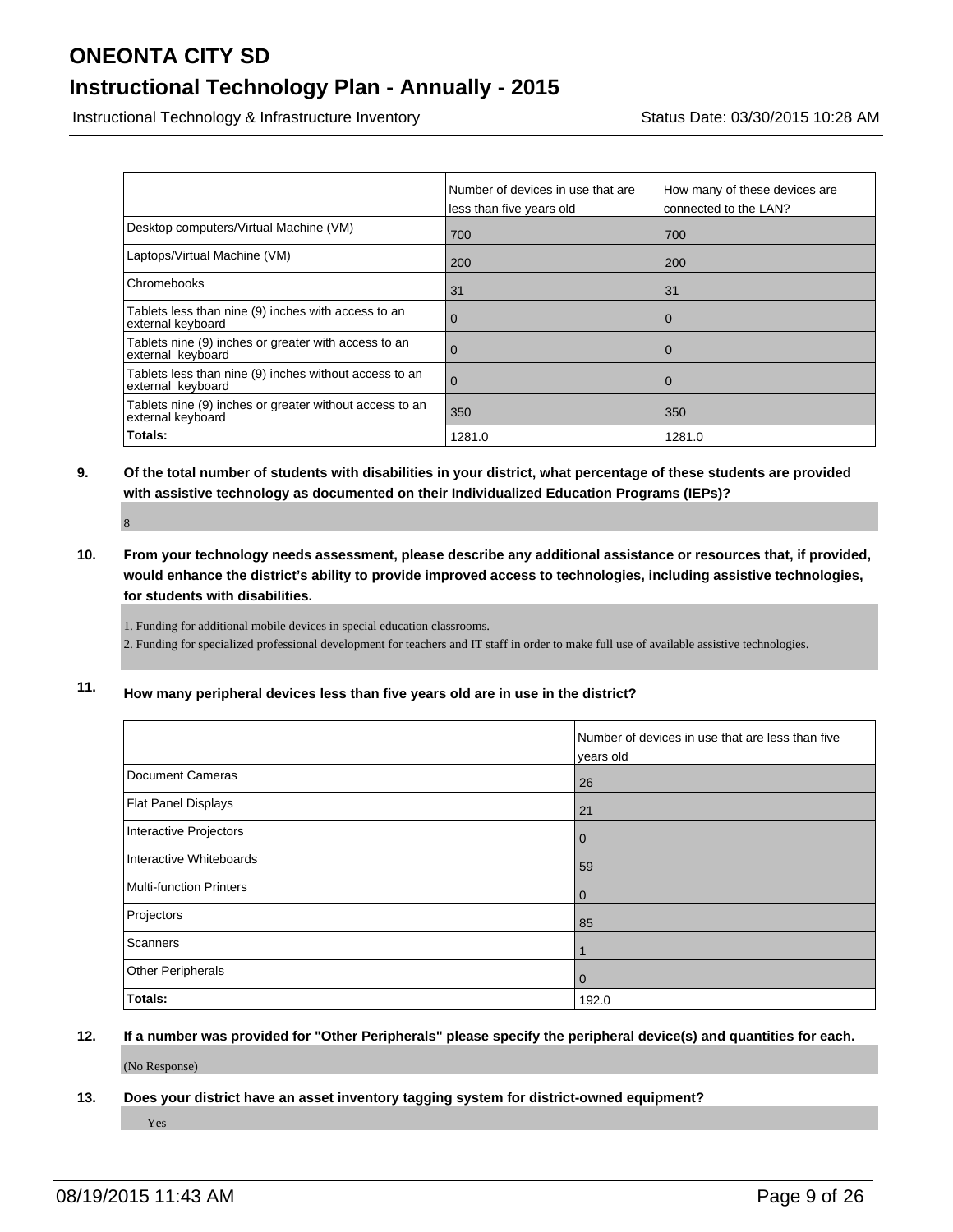# ONEONTA CITY SD

## Instructional Technology Plan - Annually - 2015

Instructional Technology & Infrastructure Inventory — Status Date: 03/30/2015 10:28 AM

| | Number of devices in use that are less than five years old | How many of these devices are connected to the LAN? |
|---|---|---|
| Desktop computers/Virtual Machine (VM) | 700 | 700 |
| Laptops/Virtual Machine (VM) | 200 | 200 |
| Chromebooks | 31 | 31 |
| Tablets less than nine (9) inches with access to an external keyboard | 0 | 0 |
| Tablets nine (9) inches or greater with access to an external keyboard | 0 | 0 |
| Tablets less than nine (9) inches without access to an external keyboard | 0 | 0 |
| Tablets nine (9) inches or greater without access to an external keyboard | 350 | 350 |
| **Totals:** | 1281.0 | 1281.0 |

**9. Of the total number of students with disabilities in your district, what percentage of these students are provided with assistive technology as documented on their Individualized Education Programs (IEPs)?**

8

**10. From your technology needs assessment, please describe any additional assistance or resources that, if provided, would enhance the district's ability to provide improved access to technologies, including assistive technologies, for students with disabilities.**

1. Funding for additional mobile devices in special education classrooms.
2. Funding for specialized professional development for teachers and IT staff in order to make full use of available assistive technologies.

**11. How many peripheral devices less than five years old are in use in the district?**

| | Number of devices in use that are less than five years old |
|---|---|
| Document Cameras | 26 |
| Flat Panel Displays | 21 |
| Interactive Projectors | 0 |
| Interactive Whiteboards | 59 |
| Multi-function Printers | 0 |
| Projectors | 85 |
| Scanners | 1 |
| Other Peripherals | 0 |
| **Totals:** | 192.0 |

**12. If a number was provided for "Other Peripherals" please specify the peripheral device(s) and quantities for each.**

(No Response)

**13. Does your district have an asset inventory tagging system for district-owned equipment?**

Yes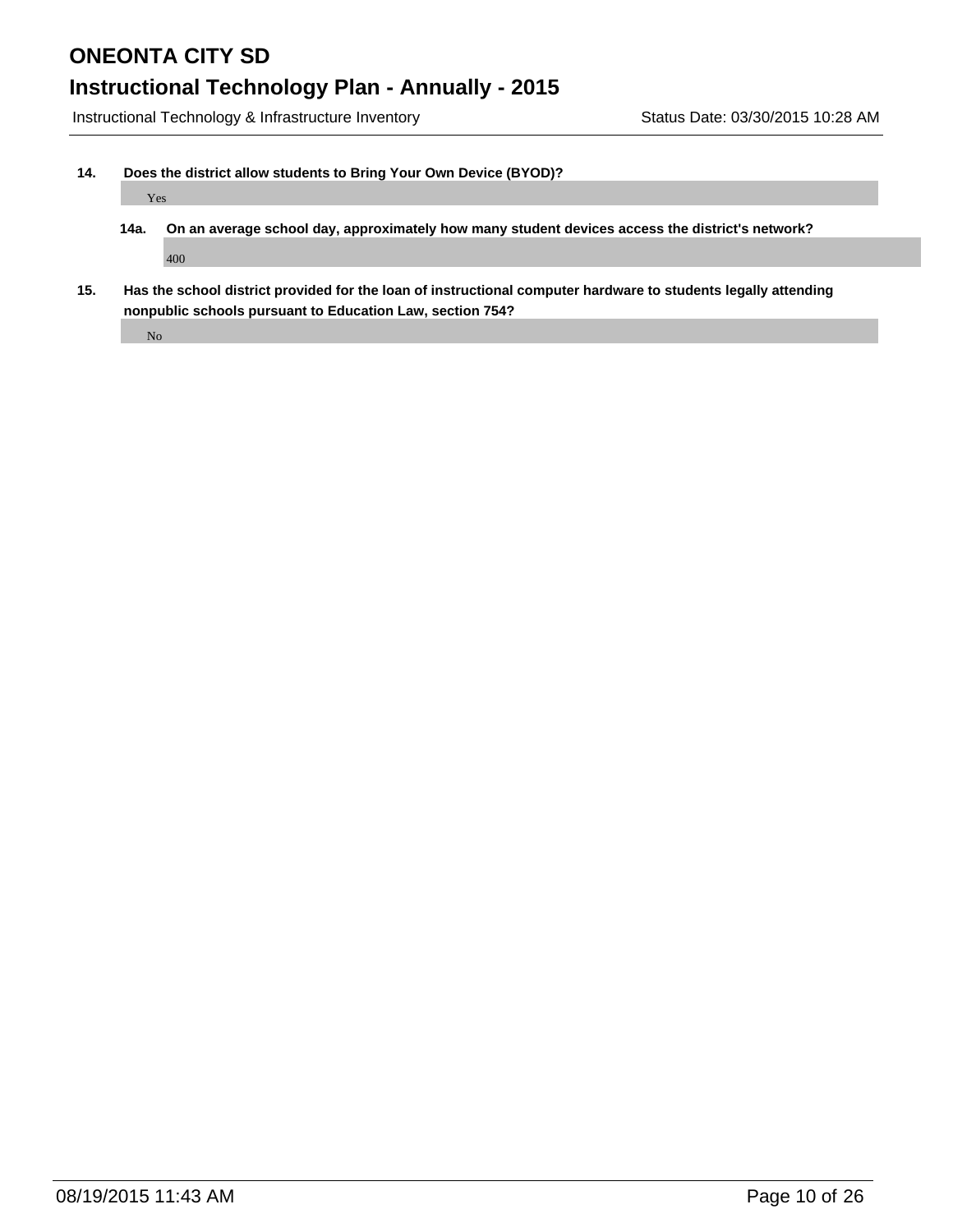**14. Does the district allow students to Bring Your Own Device (BYOD)?**

Yes

**14a. On an average school day, approximately how many student devices access the district's network?**

400

**15. Has the school district provided for the loan of instructional computer hardware to students legally attending nonpublic schools pursuant to Education Law, section 754?**

No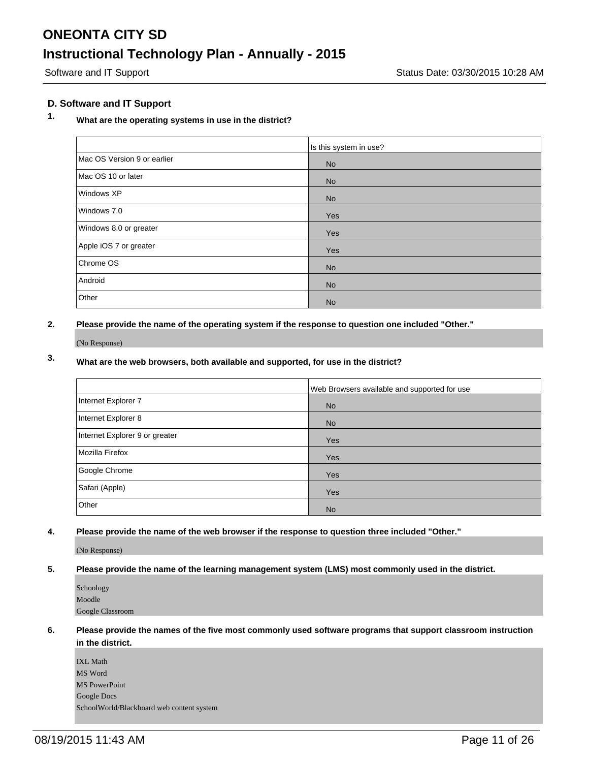## D. Software and IT Support

**1. What are the operating systems in use in the district?**

| | Is this system in use? |
|---|---|
| Mac OS Version 9 or earlier | No |
| Mac OS 10 or later | No |
| Windows XP | No |
| Windows 7.0 | Yes |
| Windows 8.0 or greater | Yes |
| Apple iOS 7 or greater | Yes |
| Chrome OS | No |
| Android | No |
| Other | No |

**2. Please provide the name of the operating system if the response to question one included "Other."**

(No Response)

**3. What are the web browsers, both available and supported, for use in the district?**

| | Web Browsers available and supported for use |
|---|---|
| Internet Explorer 7 | No |
| Internet Explorer 8 | No |
| Internet Explorer 9 or greater | Yes |
| Mozilla Firefox | Yes |
| Google Chrome | Yes |
| Safari (Apple) | Yes |
| Other | No |

**4. Please provide the name of the web browser if the response to question three included "Other."**

(No Response)

**5. Please provide the name of the learning management system (LMS) most commonly used in the district.**

Schoology
Moodle
Google Classroom

**6. Please provide the names of the five most commonly used software programs that support classroom instruction in the district.**

IXL Math
MS Word
MS PowerPoint
Google Docs
SchoolWorld/Blackboard web content system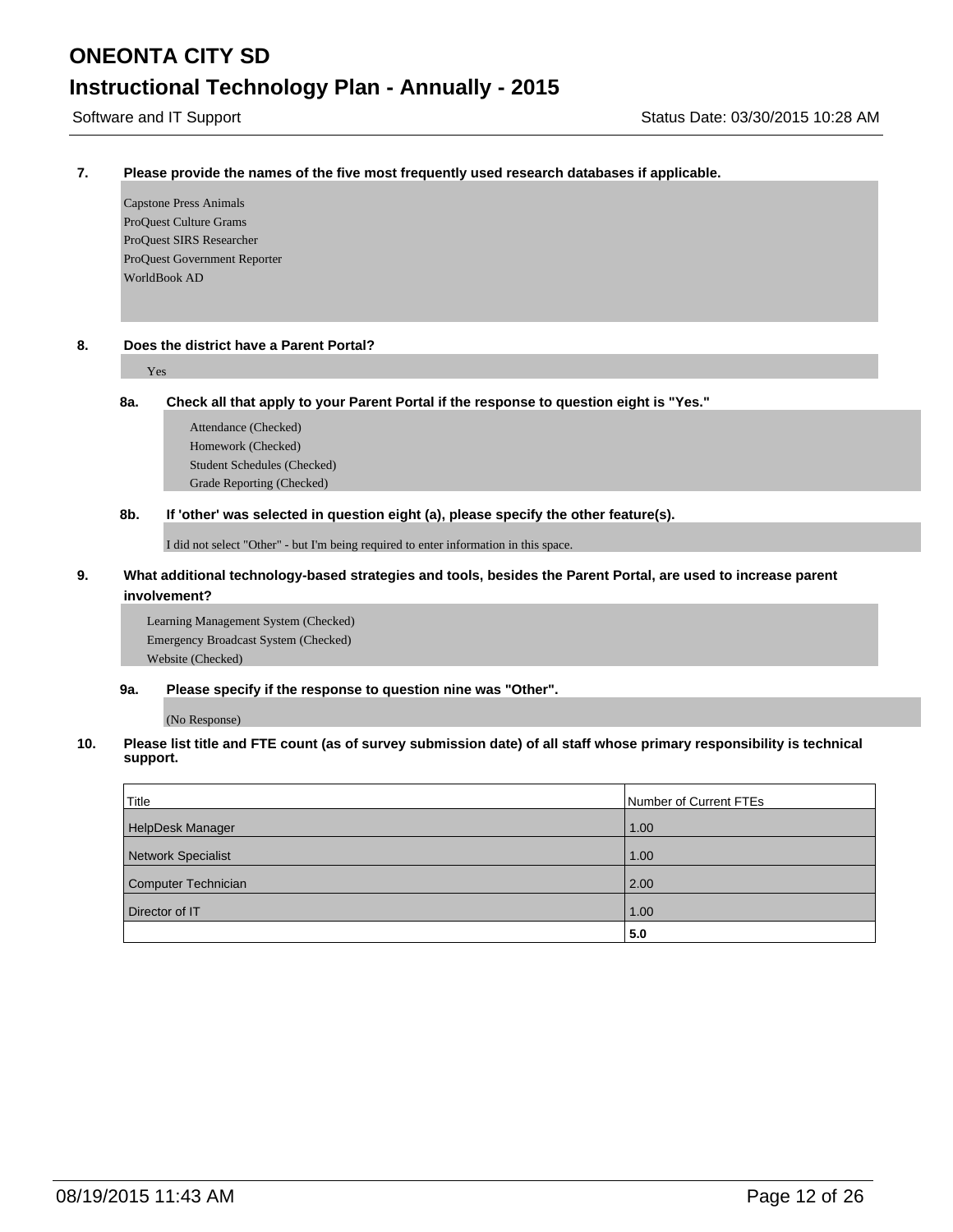**7. Please provide the names of the five most frequently used research databases if applicable.**

Capstone Press Animals
ProQuest Culture Grams
ProQuest SIRS Researcher
ProQuest Government Reporter
WorldBook AD

**8. Does the district have a Parent Portal?**

Yes

**8a. Check all that apply to your Parent Portal if the response to question eight is "Yes."**

Attendance (Checked)
Homework (Checked)
Student Schedules (Checked)
Grade Reporting (Checked)

**8b. If 'other' was selected in question eight (a), please specify the other feature(s).**

I did not select "Other" - but I'm being required to enter information in this space.

**9. What additional technology-based strategies and tools, besides the Parent Portal, are used to increase parent involvement?**

Learning Management System (Checked)
Emergency Broadcast System (Checked)
Website (Checked)

**9a. Please specify if the response to question nine was "Other".**

(No Response)

**10. Please list title and FTE count (as of survey submission date) of all staff whose primary responsibility is technical support.**

| Title | Number of Current FTEs |
|---|---|
| HelpDesk Manager | 1.00 |
| Network Specialist | 1.00 |
| Computer Technician | 2.00 |
| Director of IT | 1.00 |
| | **5.0** |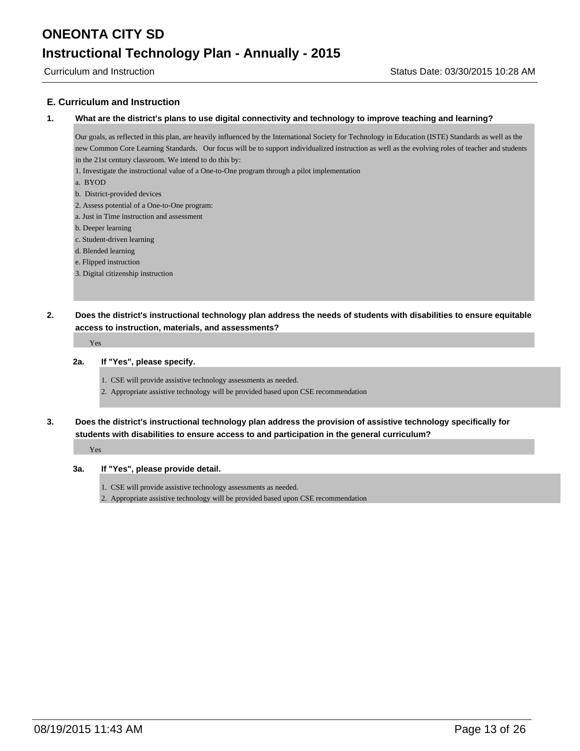# ONEONTA CITY SD

## Instructional Technology Plan - Annually - 2015

Curriculum and Instruction

Status Date: 03/30/2015 10:28 AM

### E. Curriculum and Instruction

**1. What are the district's plans to use digital connectivity and technology to improve teaching and learning?**

Our goals, as reflected in this plan, are heavily influenced by the International Society for Technology in Education (ISTE) Standards as well as the new Common Core Learning Standards. Our focus will be to support individualized instruction as well as the evolving roles of teacher and students in the 21st century classroom. We intend to do this by:

1. Investigate the instructional value of a One-to-One program through a pilot implementation
a. BYOD
b. District-provided devices
2. Assess potential of a One-to-One program:
a. Just in Time instruction and assessment
b. Deeper learning
c. Student-driven learning
d. Blended learning
e. Flipped instruction
3. Digital citizenship instruction

**2. Does the district's instructional technology plan address the needs of students with disabilities to ensure equitable access to instruction, materials, and assessments?**

Yes

**2a. If "Yes", please specify.**

1. CSE will provide assistive technology assessments as needed.
2. Appropriate assistive technology will be provided based upon CSE recommendation

**3. Does the district's instructional technology plan address the provision of assistive technology specifically for students with disabilities to ensure access to and participation in the general curriculum?**

Yes

**3a. If "Yes", please provide detail.**

1. CSE will provide assistive technology assessments as needed.
2. Appropriate assistive technology will be provided based upon CSE recommendation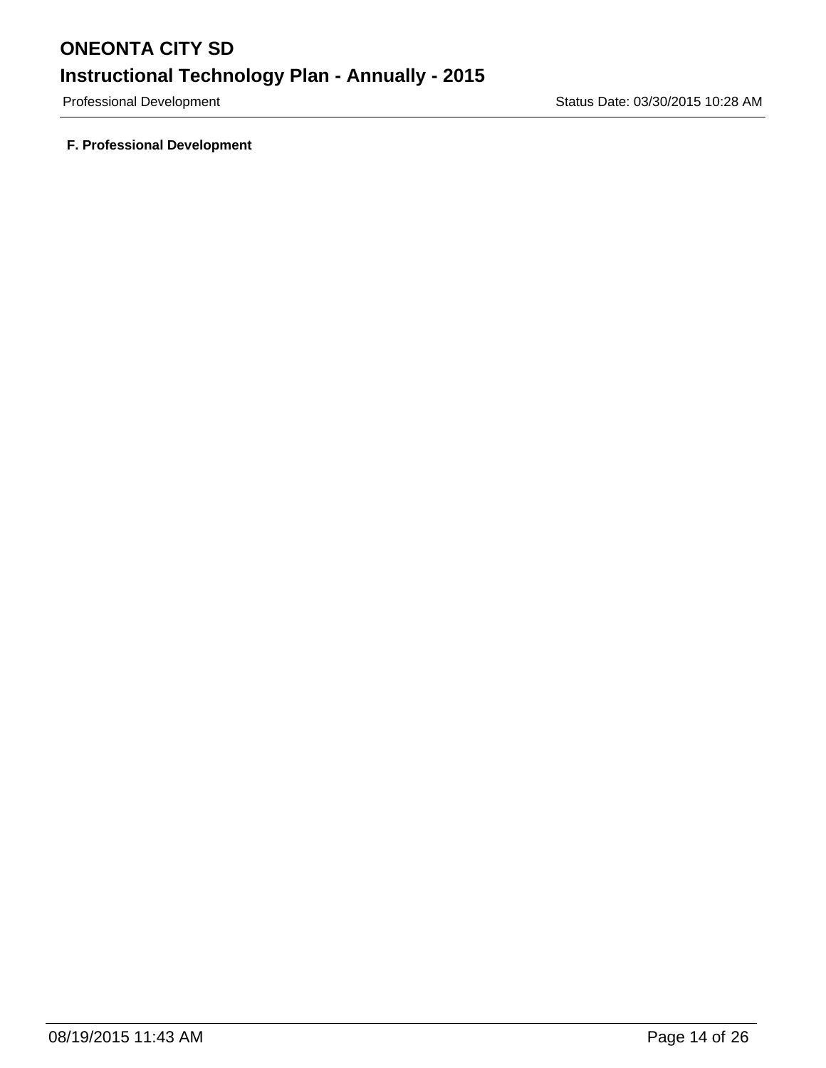**F. Professional Development**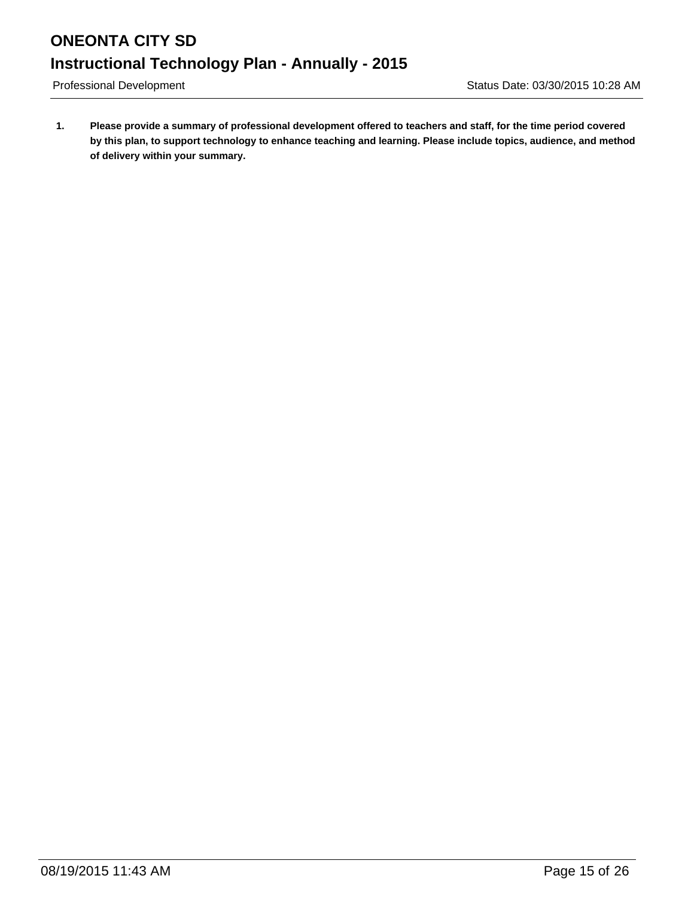1. **Please provide a summary of professional development offered to teachers and staff, for the time period covered by this plan, to support technology to enhance teaching and learning. Please include topics, audience, and method of delivery within your summary.**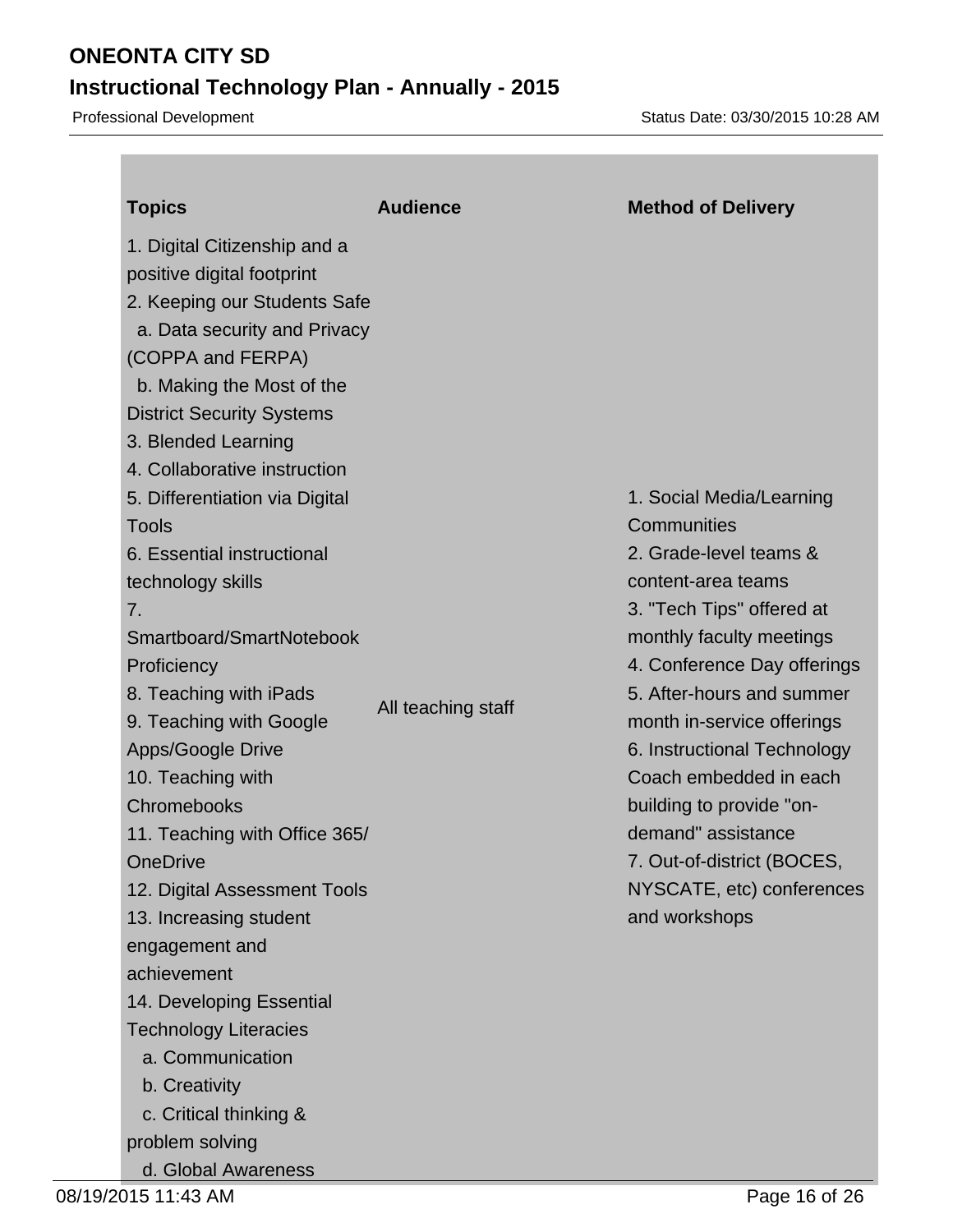| Topics | Audience | Method of Delivery |
|---|---|---|
| 1. Digital Citizenship and a positive digital footprint<br>2. Keeping our Students Safe<br>a. Data security and Privacy (COPPA and FERPA)<br>b. Making the Most of the District Security Systems<br>3. Blended Learning<br>4. Collaborative instruction<br>5. Differentiation via Digital Tools<br>6. Essential instructional technology skills<br>7. Smartboard/SmartNotebook Proficiency<br>8. Teaching with iPads<br>9. Teaching with Google Apps/Google Drive<br>10. Teaching with Chromebooks<br>11. Teaching with Office 365/ OneDrive<br>12. Digital Assessment Tools<br>13. Increasing student engagement and achievement<br>14. Developing Essential Technology Literacies<br>a. Communication<br>b. Creativity<br>c. Critical thinking & problem solving<br>d. Global Awareness | All teaching staff | 1. Social Media/Learning Communities<br>2. Grade-level teams & content-area teams<br>3. "Tech Tips" offered at monthly faculty meetings<br>4. Conference Day offerings<br>5. After-hours and summer month in-service offerings<br>6. Instructional Technology Coach embedded in each building to provide "on-demand" assistance<br>7. Out-of-district (BOCES, NYSCATE, etc) conferences and workshops |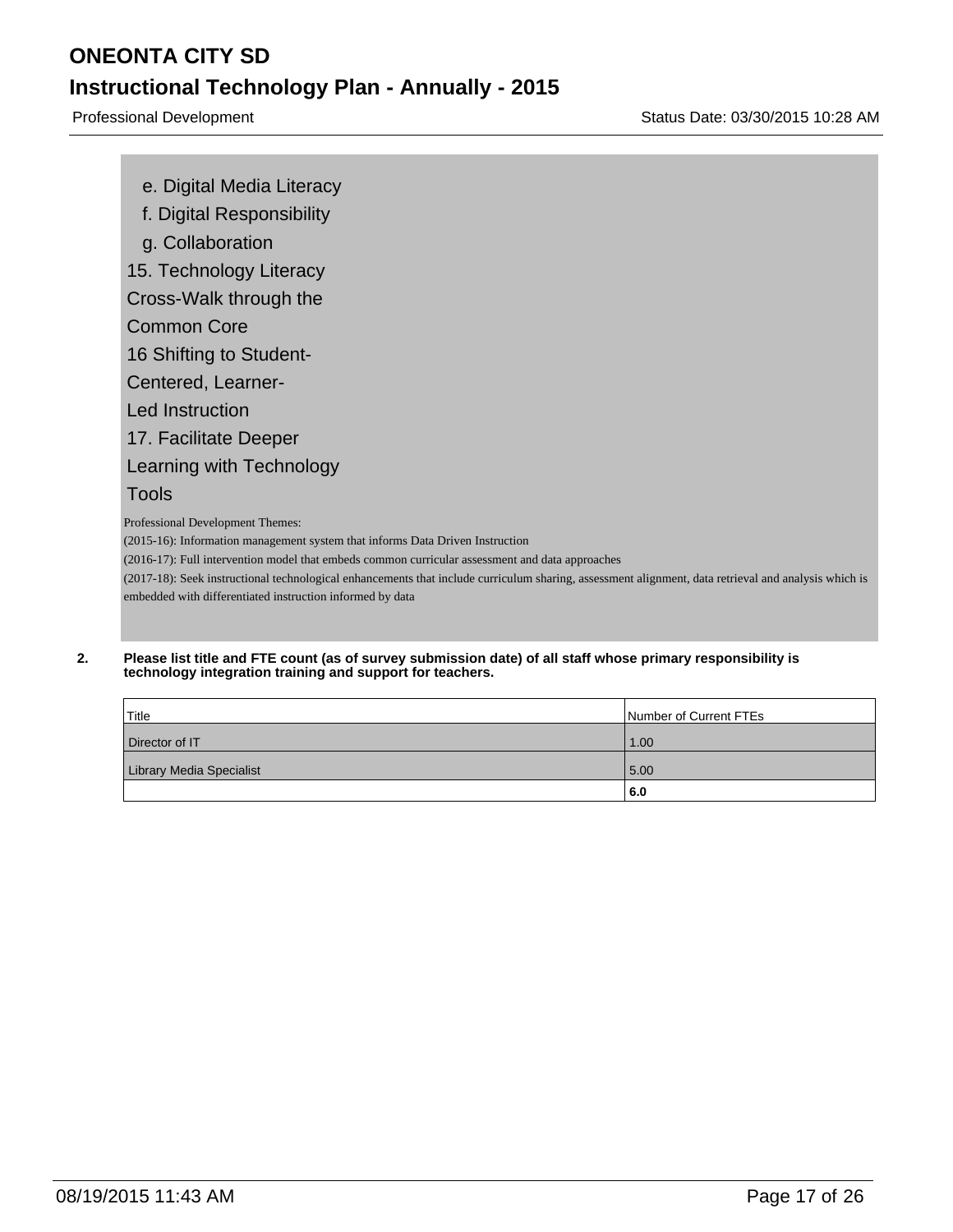e. Digital Media Literacy
   f. Digital Responsibility
   g. Collaboration

15. Technology Literacy Cross-Walk through the Common Core
16 Shifting to Student-Centered, Learner-Led Instruction
17. Facilitate Deeper Learning with Technology Tools

Professional Development Themes:
(2015-16): Information management system that informs Data Driven Instruction
(2016-17): Full intervention model that embeds common curricular assessment and data approaches
(2017-18): Seek instructional technological enhancements that include curriculum sharing, assessment alignment, data retrieval and analysis which is embedded with differentiated instruction informed by data

**2. Please list title and FTE count (as of survey submission date) of all staff whose primary responsibility is technology integration training and support for teachers.**

| Title | Number of Current FTEs |
|---|---|
| Director of IT | 1.00 |
| Library Media Specialist | 5.00 |
| | **6.0** |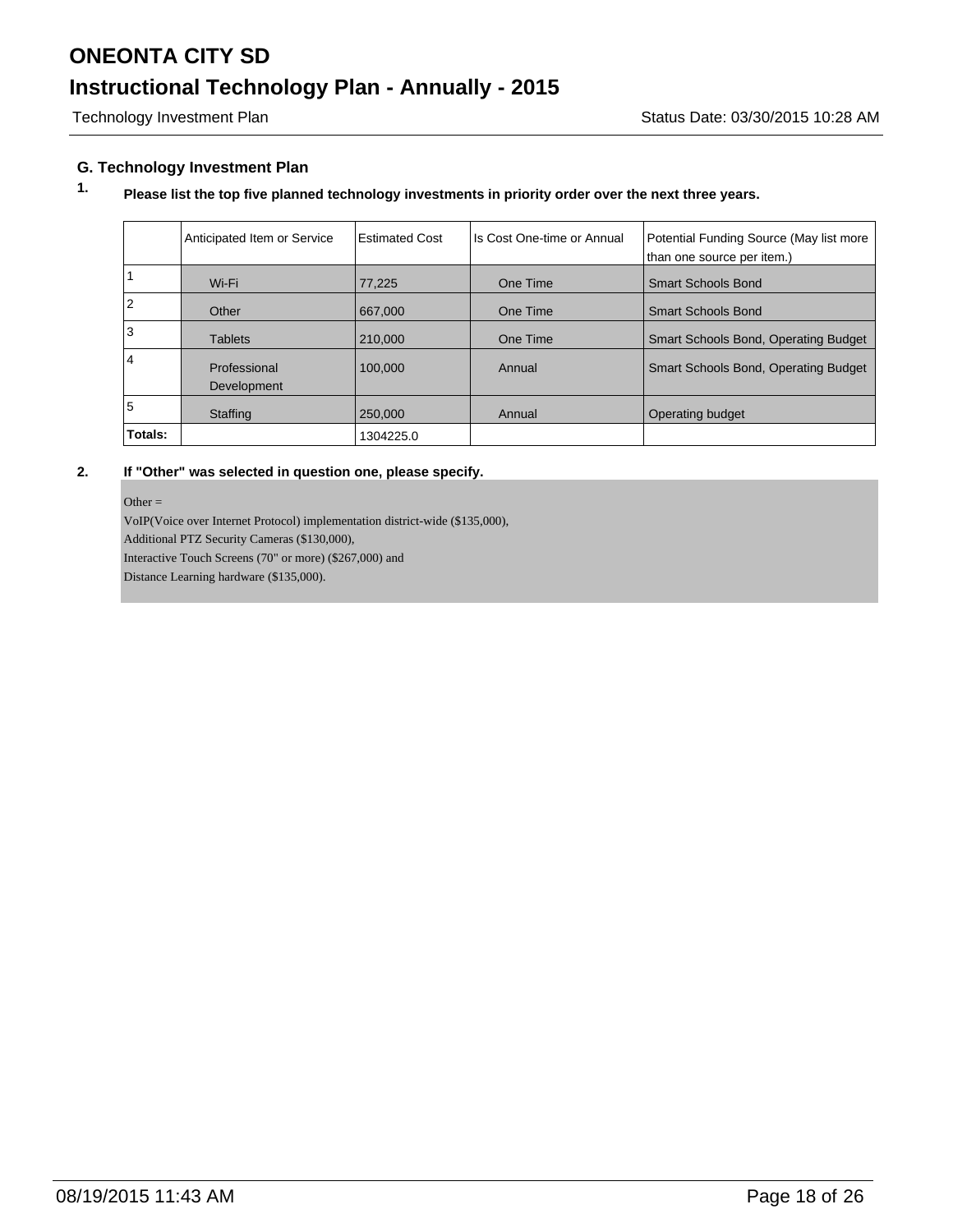## G. Technology Investment Plan

**1. Please list the top five planned technology investments in priority order over the next three years.**

| | Anticipated Item or Service | Estimated Cost | Is Cost One-time or Annual | Potential Funding Source (May list more than one source per item.) |
|---|---|---|---|---|
| 1 | Wi-Fi | 77,225 | One Time | Smart Schools Bond |
| 2 | Other | 667,000 | One Time | Smart Schools Bond |
| 3 | Tablets | 210,000 | One Time | Smart Schools Bond, Operating Budget |
| 4 | Professional Development | 100,000 | Annual | Smart Schools Bond, Operating Budget |
| 5 | Staffing | 250,000 | Annual | Operating budget |
| **Totals:** | | 1304225.0 | | |

**2. If "Other" was selected in question one, please specify.**

Other =
VoIP(Voice over Internet Protocol) implementation district-wide ($135,000),
Additional PTZ Security Cameras ($130,000),
Interactive Touch Screens (70" or more) ($267,000) and
Distance Learning hardware ($135,000).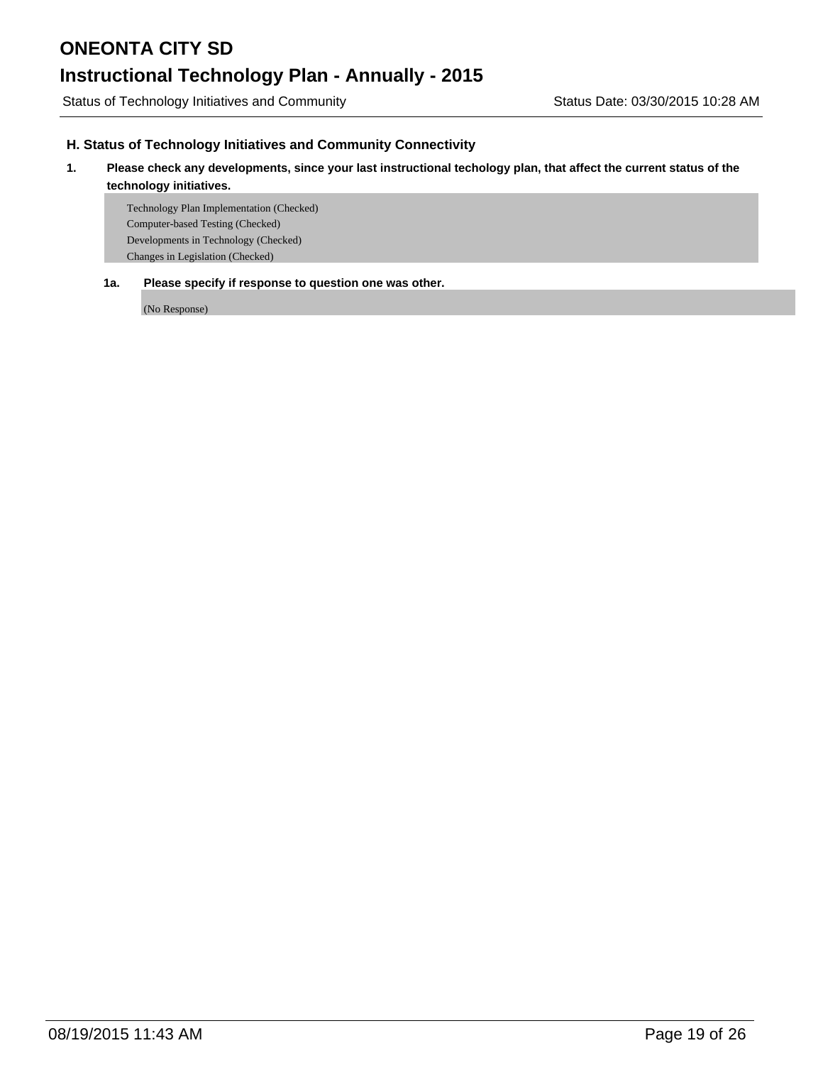## H. Status of Technology Initiatives and Community Connectivity

**1. Please check any developments, since your last instructional techology plan, that affect the current status of the technology initiatives.**

Technology Plan Implementation (Checked)
Computer-based Testing (Checked)
Developments in Technology (Checked)
Changes in Legislation (Checked)

**1a. Please specify if response to question one was other.**

(No Response)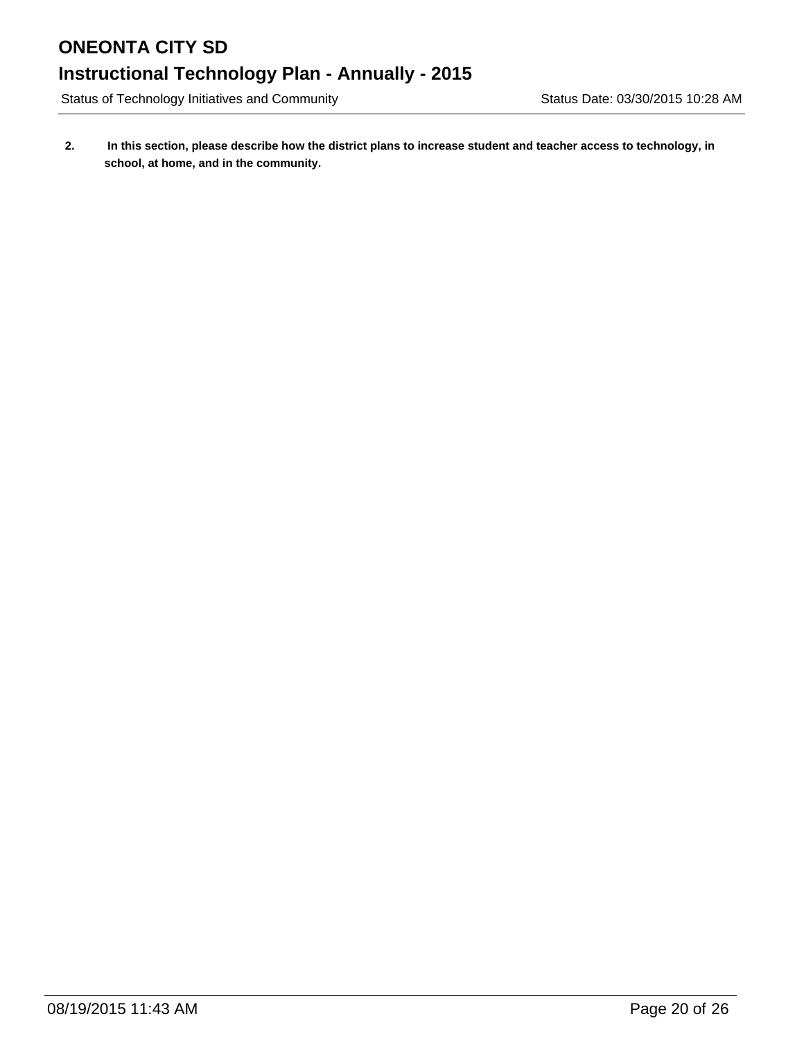**2. In this section, please describe how the district plans to increase student and teacher access to technology, in school, at home, and in the community.**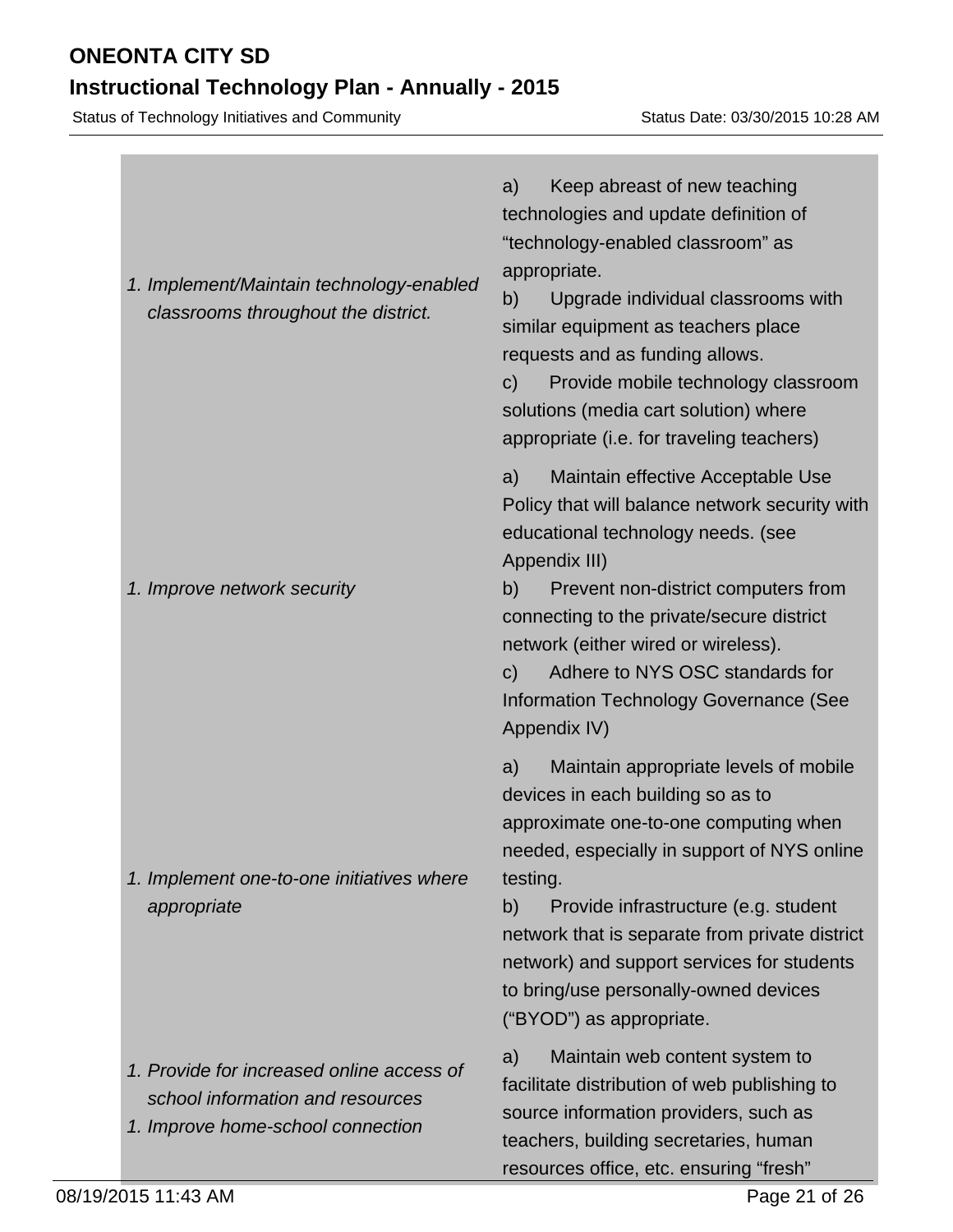| | |
|---|---|
| 1. *Implement/Maintain technology-enabled classrooms throughout the district.* | a) Keep abreast of new teaching technologies and update definition of "technology-enabled classroom" as appropriate.<br>b) Upgrade individual classrooms with similar equipment as teachers place requests and as funding allows.<br>c) Provide mobile technology classroom solutions (media cart solution) where appropriate (i.e. for traveling teachers) |
| 1. *Improve network security* | a) Maintain effective Acceptable Use Policy that will balance network security with educational technology needs. (see Appendix III)<br>b) Prevent non-district computers from connecting to the private/secure district network (either wired or wireless).<br>c) Adhere to NYS OSC standards for Information Technology Governance (See Appendix IV) |
| 1. *Implement one-to-one initiatives where appropriate* | a) Maintain appropriate levels of mobile devices in each building so as to approximate one-to-one computing when needed, especially in support of NYS online testing.<br>b) Provide infrastructure (e.g. student network that is separate from private district network) and support services for students to bring/use personally-owned devices ("BYOD") as appropriate. |
| 1. *Provide for increased online access of school information and resources*<br>1. *Improve home-school connection* | a) Maintain web content system to facilitate distribution of web publishing to source information providers, such as teachers, building secretaries, human resources office, etc. ensuring "fresh" |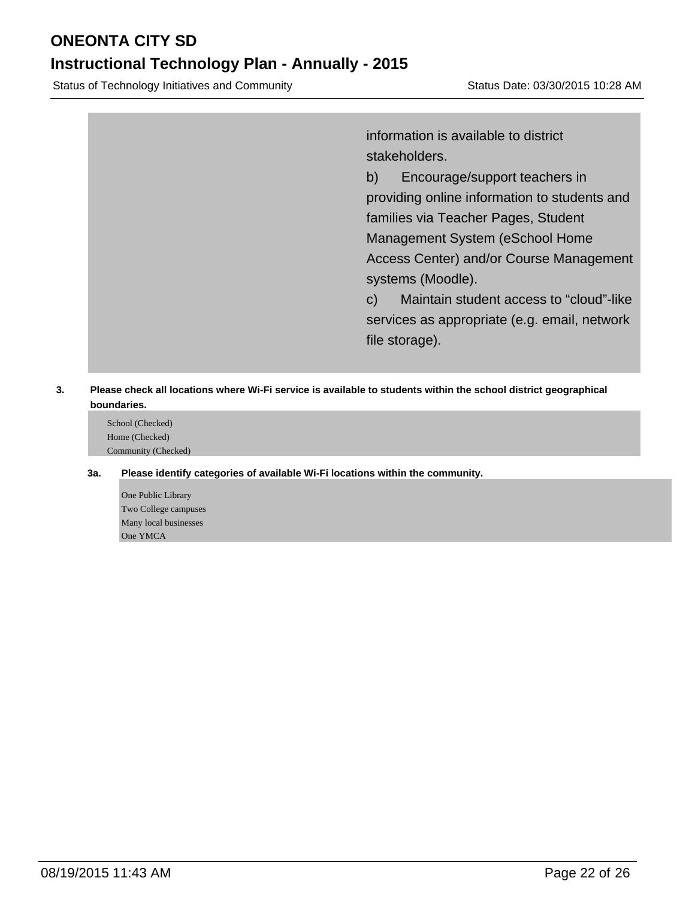information is available to district stakeholders.

b) Encourage/support teachers in providing online information to students and families via Teacher Pages, Student Management System (eSchool Home Access Center) and/or Course Management systems (Moodle).

c) Maintain student access to “cloud”-like services as appropriate (e.g. email, network file storage).

**3. Please check all locations where Wi-Fi service is available to students within the school district geographical boundaries.**

School (Checked)
Home (Checked)
Community (Checked)

**3a. Please identify categories of available Wi-Fi locations within the community.**

One Public Library
Two College campuses
Many local businesses
One YMCA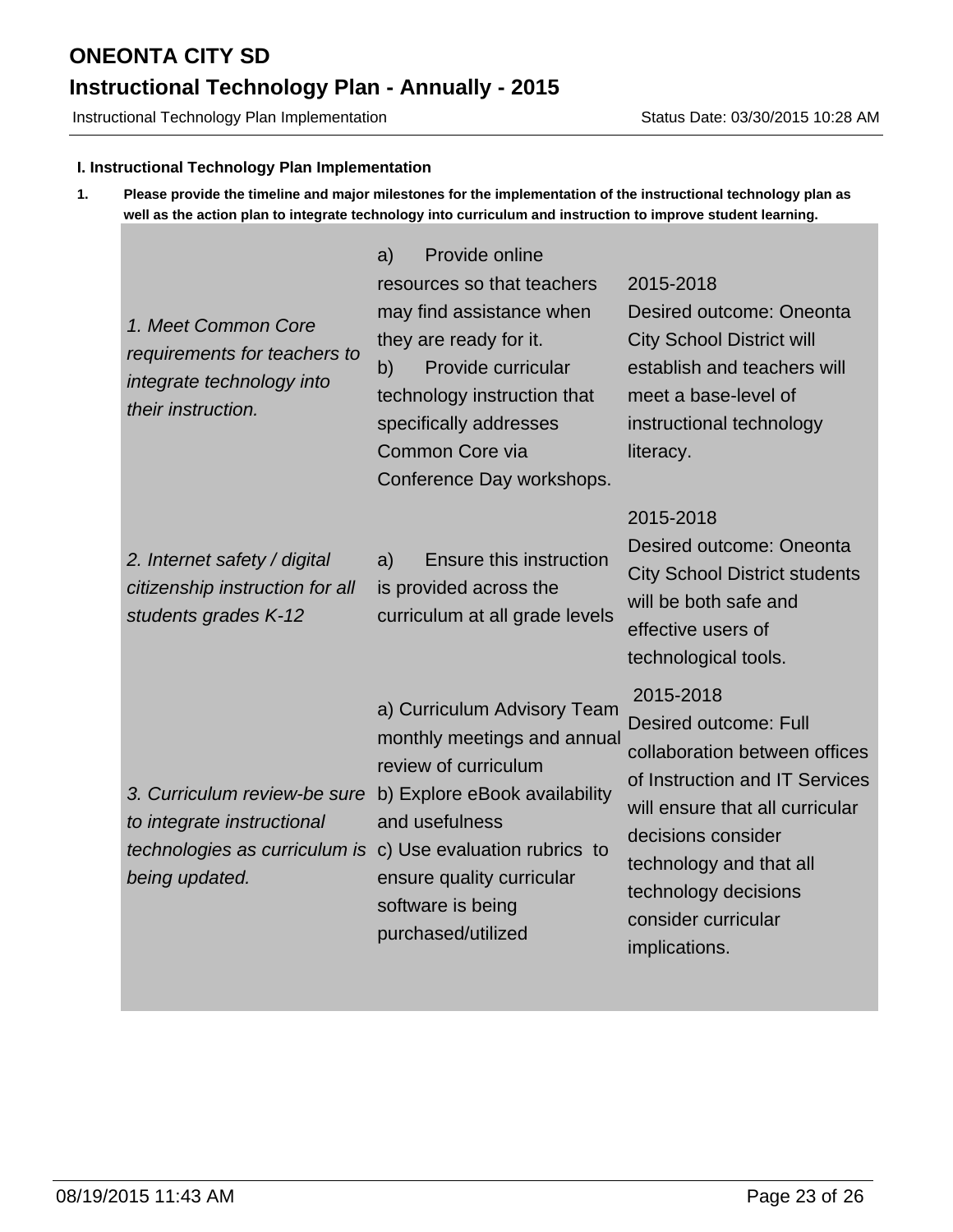### I. Instructional Technology Plan Implementation

**1. Please provide the timeline and major milestones for the implementation of the instructional technology plan as well as the action plan to integrate technology into curriculum and instruction to improve student learning.**

| | | |
|---|---|---|
| *1. Meet Common Core requirements for teachers to integrate technology into their instruction.* | a) Provide online resources so that teachers may find assistance when they are ready for it.<br>b) Provide curricular technology instruction that specifically addresses Common Core via Conference Day workshops. | 2015-2018<br>Desired outcome: Oneonta City School District will establish and teachers will meet a base-level of instructional technology literacy. |
| *2. Internet safety / digital citizenship instruction for all students grades K-12* | a) Ensure this instruction is provided across the curriculum at all grade levels | 2015-2018<br>Desired outcome: Oneonta City School District students will be both safe and effective users of technological tools. |
| *3. Curriculum review-be sure to integrate instructional technologies as curriculum is being updated.* | a) Curriculum Advisory Team monthly meetings and annual review of curriculum<br>b) Explore eBook availability and usefulness<br>c) Use evaluation rubrics to ensure quality curricular software is being purchased/utilized | 2015-2018<br>Desired outcome: Full collaboration between offices of Instruction and IT Services will ensure that all curricular decisions consider technology and that all technology decisions consider curricular implications. |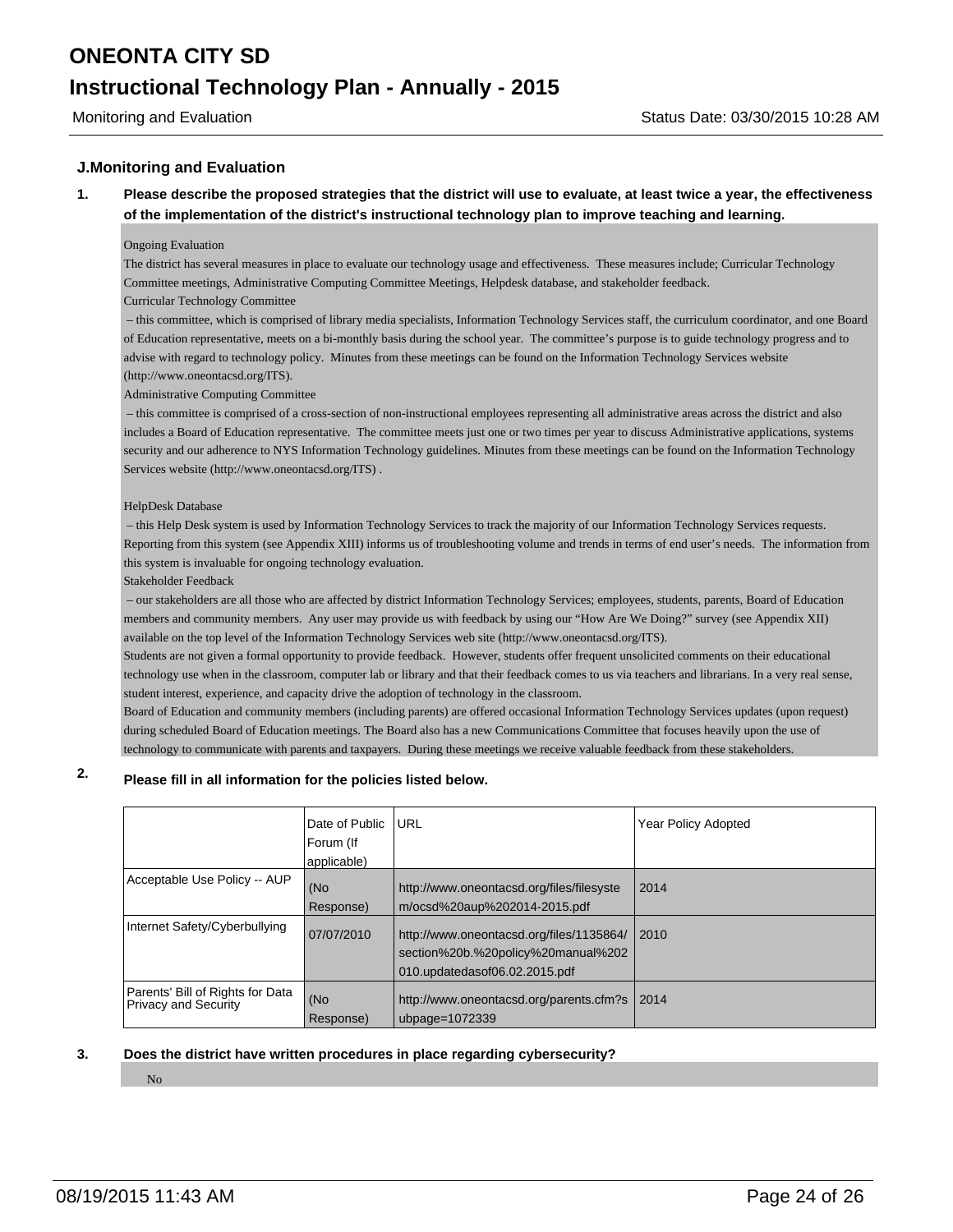## J.Monitoring and Evaluation

**1. Please describe the proposed strategies that the district will use to evaluate, at least twice a year, the effectiveness of the implementation of the district's instructional technology plan to improve teaching and learning.**

Ongoing Evaluation

The district has several measures in place to evaluate our technology usage and effectiveness. These measures include; Curricular Technology Committee meetings, Administrative Computing Committee Meetings, Helpdesk database, and stakeholder feedback.

Curricular Technology Committee

– this committee, which is comprised of library media specialists, Information Technology Services staff, the curriculum coordinator, and one Board of Education representative, meets on a bi-monthly basis during the school year. The committee's purpose is to guide technology progress and to advise with regard to technology policy. Minutes from these meetings can be found on the Information Technology Services website (http://www.oneontacsd.org/ITS).

Administrative Computing Committee

– this committee is comprised of a cross-section of non-instructional employees representing all administrative areas across the district and also includes a Board of Education representative. The committee meets just one or two times per year to discuss Administrative applications, systems security and our adherence to NYS Information Technology guidelines. Minutes from these meetings can be found on the Information Technology Services website (http://www.oneontacsd.org/ITS) .

HelpDesk Database

– this Help Desk system is used by Information Technology Services to track the majority of our Information Technology Services requests. Reporting from this system (see Appendix XIII) informs us of troubleshooting volume and trends in terms of end user's needs. The information from this system is invaluable for ongoing technology evaluation.

Stakeholder Feedback

– our stakeholders are all those who are affected by district Information Technology Services; employees, students, parents, Board of Education members and community members. Any user may provide us with feedback by using our "How Are We Doing?" survey (see Appendix XII) available on the top level of the Information Technology Services web site (http://www.oneontacsd.org/ITS).

Students are not given a formal opportunity to provide feedback. However, students offer frequent unsolicited comments on their educational technology use when in the classroom, computer lab or library and that their feedback comes to us via teachers and librarians. In a very real sense, student interest, experience, and capacity drive the adoption of technology in the classroom.

Board of Education and community members (including parents) are offered occasional Information Technology Services updates (upon request) during scheduled Board of Education meetings. The Board also has a new Communications Committee that focuses heavily upon the use of technology to communicate with parents and taxpayers. During these meetings we receive valuable feedback from these stakeholders.

**2. Please fill in all information for the policies listed below.**

| | Date of Public Forum (If applicable) | URL | Year Policy Adopted |
|---|---|---|---|
| Acceptable Use Policy -- AUP | (No Response) | http://www.oneontacsd.org/files/filesystem/ocsd%20aup%202014-2015.pdf | 2014 |
| Internet Safety/Cyberbullying | 07/07/2010 | http://www.oneontacsd.org/files/1135864/section%20b.%20policy%20manual%202010.updatedasof06.02.2015.pdf | 2010 |
| Parents' Bill of Rights for Data Privacy and Security | (No Response) | http://www.oneontacsd.org/parents.cfm?subpage=1072339 | 2014 |

**3. Does the district have written procedures in place regarding cybersecurity?**

No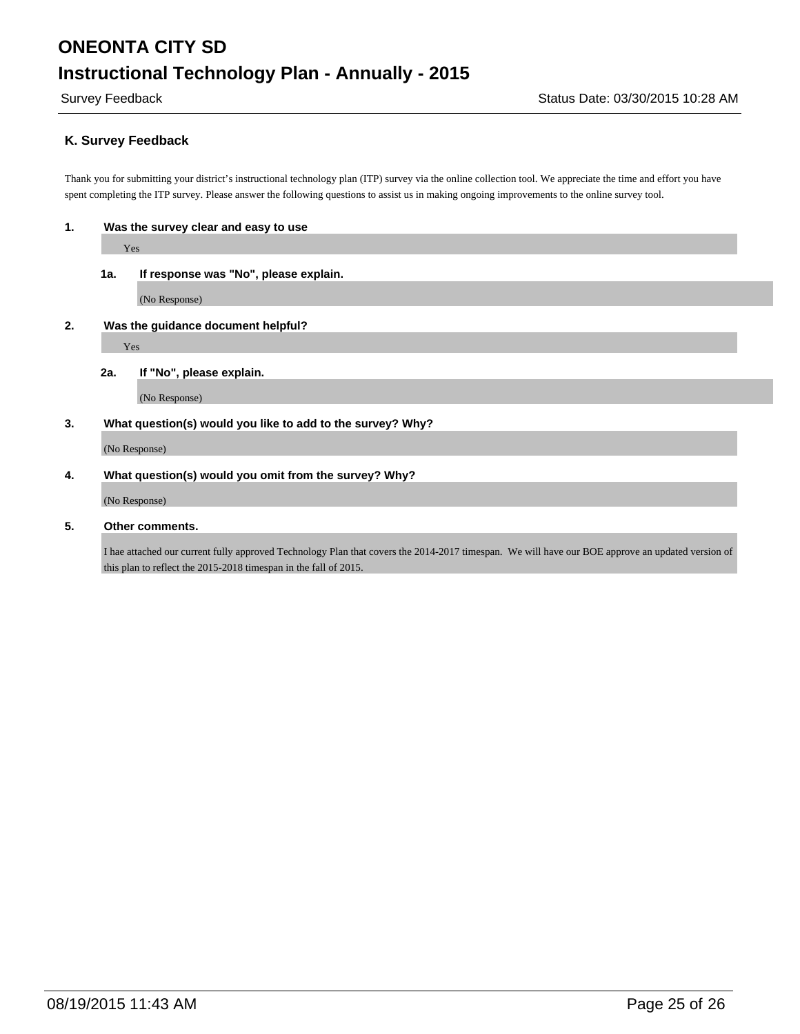## K. Survey Feedback

Thank you for submitting your district's instructional technology plan (ITP) survey via the online collection tool. We appreciate the time and effort you have spent completing the ITP survey. Please answer the following questions to assist us in making ongoing improvements to the online survey tool.

**1. Was the survey clear and easy to use**

Yes

**1a. If response was "No", please explain.**

(No Response)

**2. Was the guidance document helpful?**

Yes

**2a. If "No", please explain.**

(No Response)

**3. What question(s) would you like to add to the survey? Why?**

(No Response)

**4. What question(s) would you omit from the survey? Why?**

(No Response)

**5. Other comments.**

I hae attached our current fully approved Technology Plan that covers the 2014-2017 timespan. We will have our BOE approve an updated version of this plan to reflect the 2015-2018 timespan in the fall of 2015.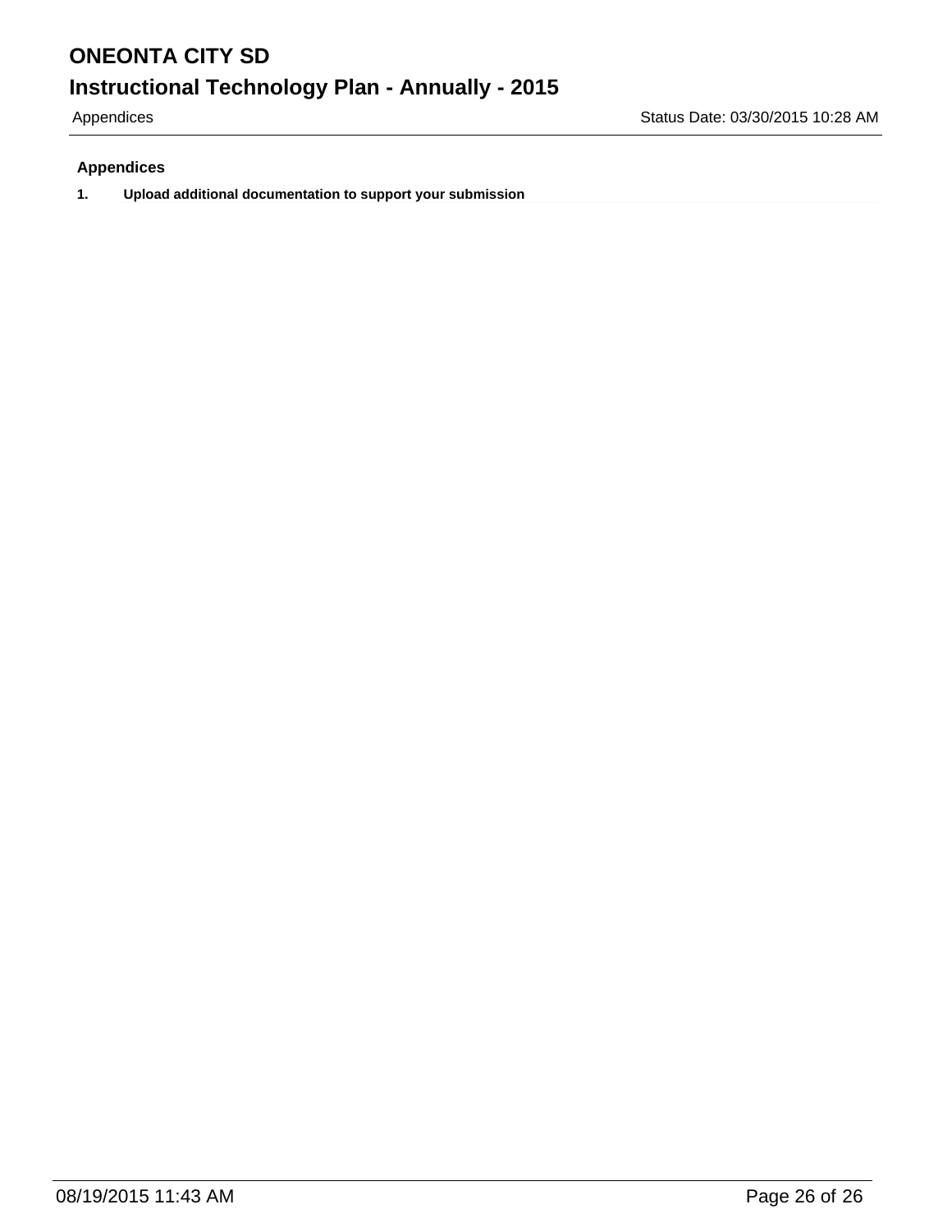## Appendices

1. **Upload additional documentation to support your submission**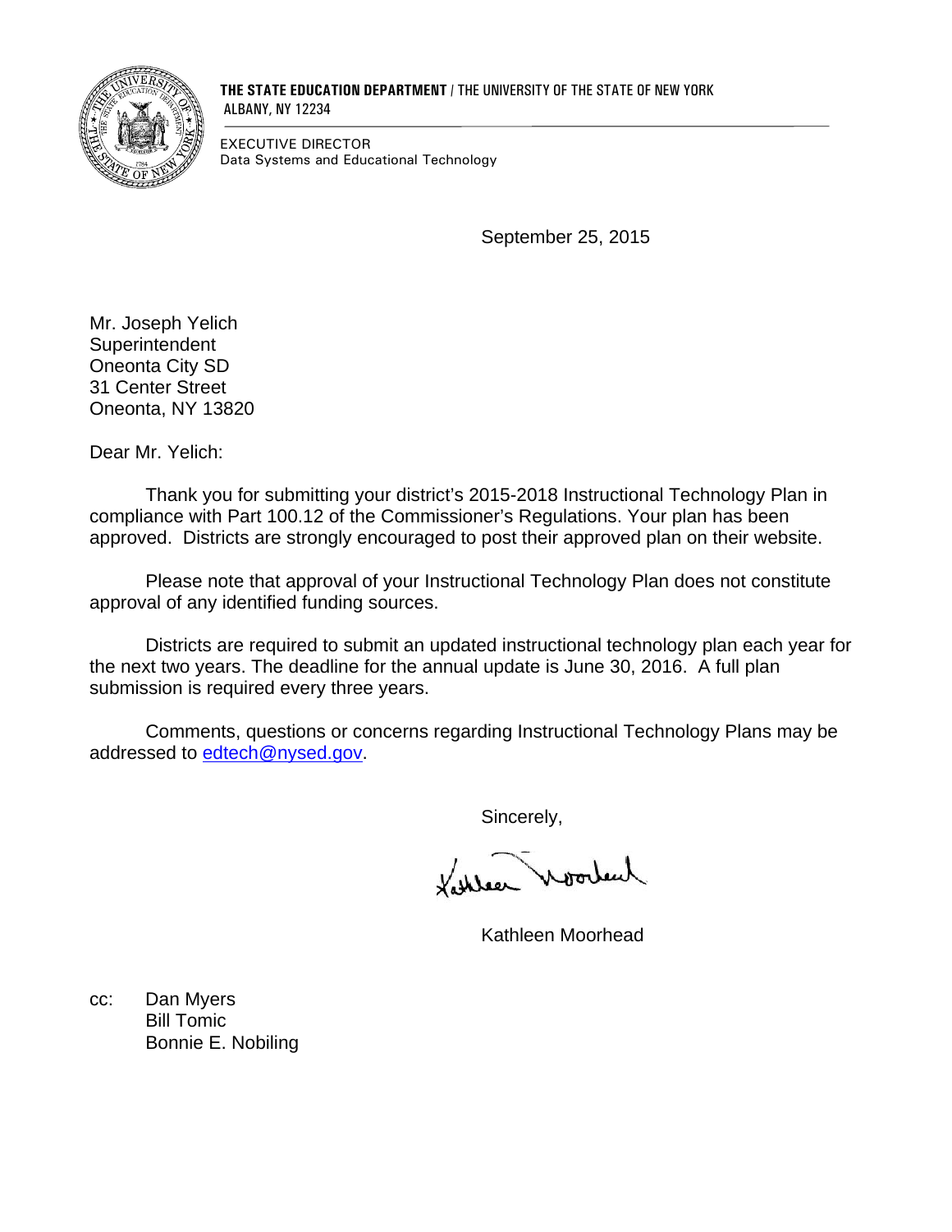**THE STATE EDUCATION DEPARTMENT** / THE UNIVERSITY OF THE STATE OF NEW YORK
ALBANY, NY 12234

EXECUTIVE DIRECTOR
Data Systems and Educational Technology

September 25, 2015

Mr. Joseph Yelich
Superintendent
Oneonta City SD
31 Center Street
Oneonta, NY 13820

Dear Mr. Yelich:

Thank you for submitting your district's 2015-2018 Instructional Technology Plan in compliance with Part 100.12 of the Commissioner's Regulations. Your plan has been approved. Districts are strongly encouraged to post their approved plan on their website.

Please note that approval of your Instructional Technology Plan does not constitute approval of any identified funding sources.

Districts are required to submit an updated instructional technology plan each year for the next two years. The deadline for the annual update is June 30, 2016. A full plan submission is required every three years.

Comments, questions or concerns regarding Instructional Technology Plans may be addressed to edtech@nysed.gov.

Sincerely,

Kathleen Moorhead

Kathleen Moorhead

cc: Dan Myers
Bill Tomic
Bonnie E. Nobiling